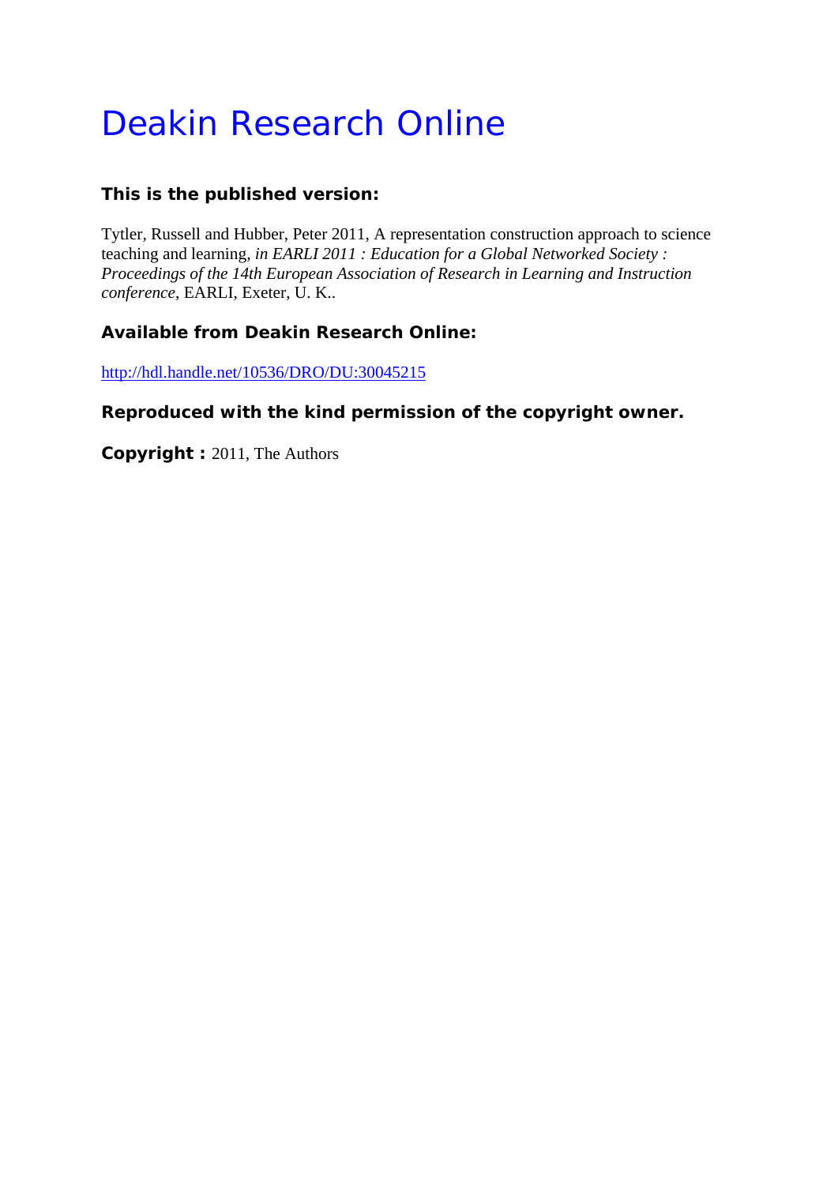# Deakin Research Online

**This is the published version:**

Tytler, Russell and Hubber, Peter 2011, A representation construction approach to science teaching and learning*, in EARLI 2011 : Education for a Global Networked Society : Proceedings of the 14th European Association of Research in Learning and Instruction conference*, EARLI, Exeter, U. K..

**Available from Deakin Research Online:**

http://hdl.handle.net/10536/DRO/DU:30045215

**Reproduced with the kind permission of the copyright owner.**

**Copyright :** 2011, The Authors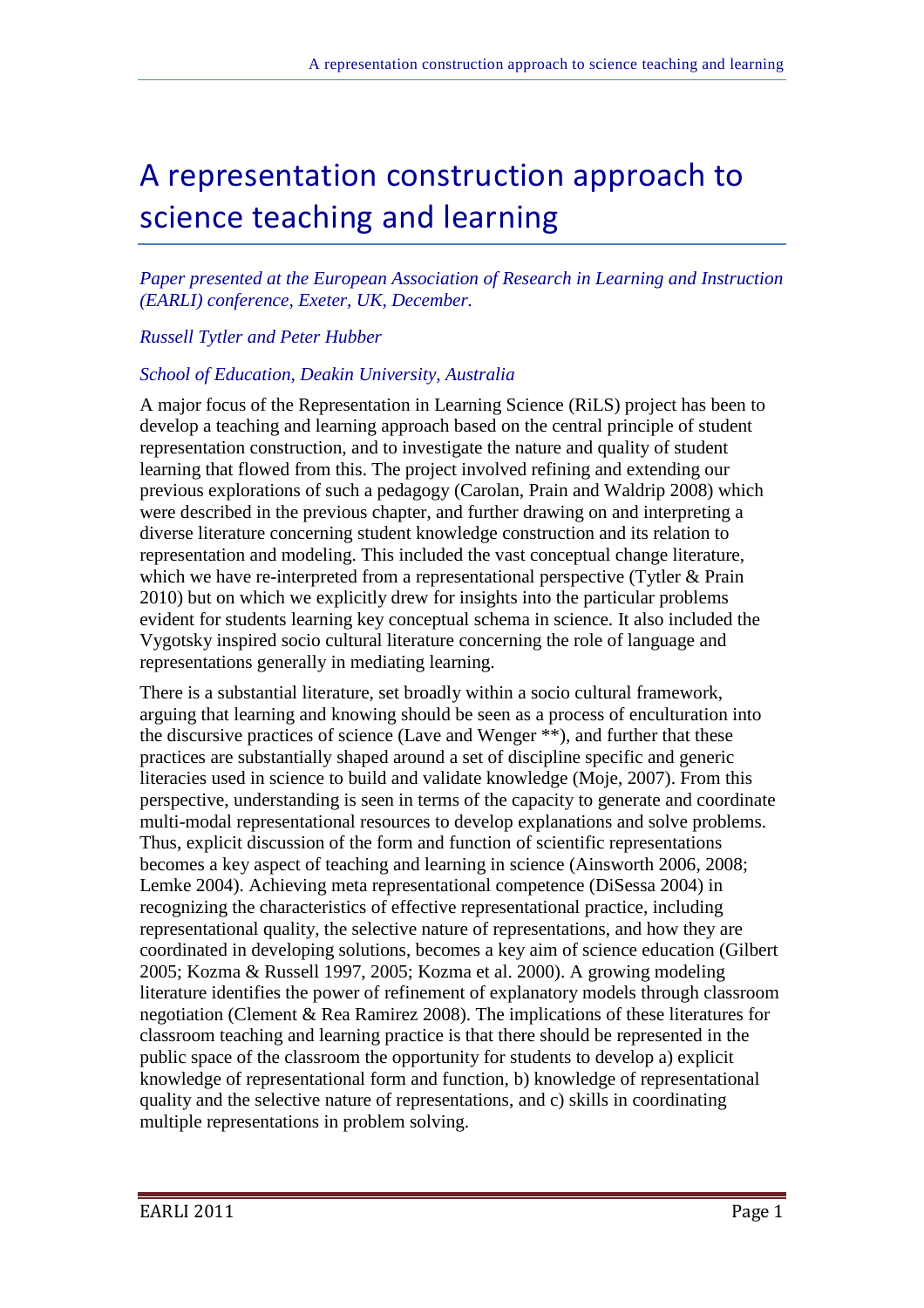# A representation construction approach to science teaching and learning

*Paper presented at the European Association of Research in Learning and Instruction (EARLI) conference, Exeter, UK, December.*

*Russell Tytler and Peter Hubber*

*School of Education, Deakin University, Australia*

A major focus of the Representation in Learning Science (RiLS) project has been to develop a teaching and learning approach based on the central principle of student representation construction, and to investigate the nature and quality of student learning that flowed from this. The project involved refining and extending our previous explorations of such a pedagogy (Carolan, Prain and Waldrip 2008) which were described in the previous chapter, and further drawing on and interpreting a diverse literature concerning student knowledge construction and its relation to representation and modeling. This included the vast conceptual change literature, which we have re-interpreted from a representational perspective (Tytler & Prain 2010) but on which we explicitly drew for insights into the particular problems evident for students learning key conceptual schema in science. It also included the Vygotsky inspired socio cultural literature concerning the role of language and representations generally in mediating learning.

There is a substantial literature, set broadly within a socio cultural framework, arguing that learning and knowing should be seen as a process of enculturation into the discursive practices of science (Lave and Wenger **), and further that these practices are substantially shaped around a set of discipline specific and generic literacies used in science to build and validate knowledge (Moje, 2007). From this perspective, understanding is seen in terms of the capacity to generate and coordinate multi-modal representational resources to develop explanations and solve problems. Thus, explicit discussion of the form and function of scientific representations becomes a key aspect of teaching and learning in science (Ainsworth 2006, 2008; Lemke 2004). Achieving meta representational competence (DiSessa 2004) in recognizing the characteristics of effective representational practice, including representational quality, the selective nature of representations, and how they are coordinated in developing solutions, becomes a key aim of science education (Gilbert 2005; Kozma & Russell 1997, 2005; Kozma et al. 2000). A growing modeling literature identifies the power of refinement of explanatory models through classroom negotiation (Clement & Rea Ramirez 2008). The implications of these literatures for classroom teaching and learning practice is that there should be represented in the public space of the classroom the opportunity for students to develop a) explicit knowledge of representational form and function, b) knowledge of representational quality and the selective nature of representations, and c) skills in coordinating multiple representations in problem solving.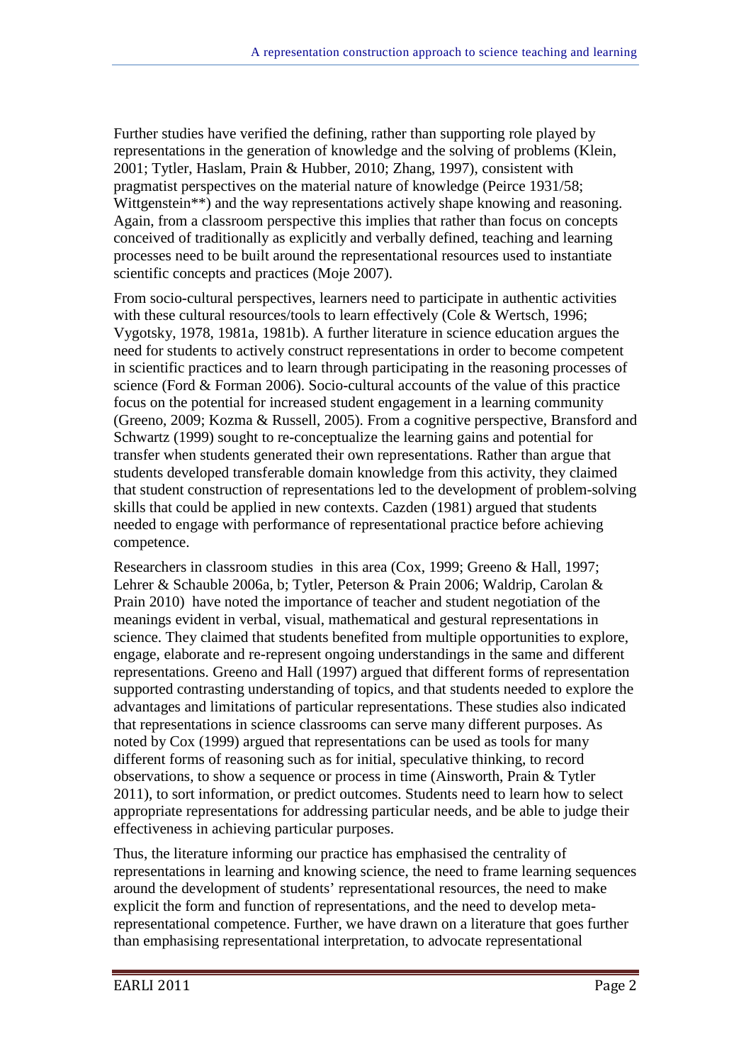Further studies have verified the defining, rather than supporting role played by representations in the generation of knowledge and the solving of problems (Klein, 2001; Tytler, Haslam, Prain & Hubber, 2010; Zhang, 1997), consistent with pragmatist perspectives on the material nature of knowledge (Peirce 1931/58; Wittgenstein**) and the way representations actively shape knowing and reasoning. Again, from a classroom perspective this implies that rather than focus on concepts conceived of traditionally as explicitly and verbally defined, teaching and learning processes need to be built around the representational resources used to instantiate scientific concepts and practices (Moje 2007).

From socio-cultural perspectives, learners need to participate in authentic activities with these cultural resources/tools to learn effectively (Cole & Wertsch, 1996; Vygotsky, 1978, 1981a, 1981b). A further literature in science education argues the need for students to actively construct representations in order to become competent in scientific practices and to learn through participating in the reasoning processes of science (Ford & Forman 2006). Socio-cultural accounts of the value of this practice focus on the potential for increased student engagement in a learning community (Greeno, 2009; Kozma & Russell, 2005). From a cognitive perspective, Bransford and Schwartz (1999) sought to re-conceptualize the learning gains and potential for transfer when students generated their own representations. Rather than argue that students developed transferable domain knowledge from this activity, they claimed that student construction of representations led to the development of problem-solving skills that could be applied in new contexts. Cazden (1981) argued that students needed to engage with performance of representational practice before achieving competence.

Researchers in classroom studies in this area (Cox, 1999; Greeno & Hall, 1997; Lehrer & Schauble 2006a, b; Tytler, Peterson & Prain 2006; Waldrip, Carolan & Prain 2010) have noted the importance of teacher and student negotiation of the meanings evident in verbal, visual, mathematical and gestural representations in science. They claimed that students benefited from multiple opportunities to explore, engage, elaborate and re-represent ongoing understandings in the same and different representations. Greeno and Hall (1997) argued that different forms of representation supported contrasting understanding of topics, and that students needed to explore the advantages and limitations of particular representations. These studies also indicated that representations in science classrooms can serve many different purposes. As noted by Cox (1999) argued that representations can be used as tools for many different forms of reasoning such as for initial, speculative thinking, to record observations, to show a sequence or process in time (Ainsworth, Prain & Tytler 2011), to sort information, or predict outcomes. Students need to learn how to select appropriate representations for addressing particular needs, and be able to judge their effectiveness in achieving particular purposes.

Thus, the literature informing our practice has emphasised the centrality of representations in learning and knowing science, the need to frame learning sequences around the development of students' representational resources, the need to make explicit the form and function of representations, and the need to develop meta-representational competence. Further, we have drawn on a literature that goes further than emphasising representational interpretation, to advocate representational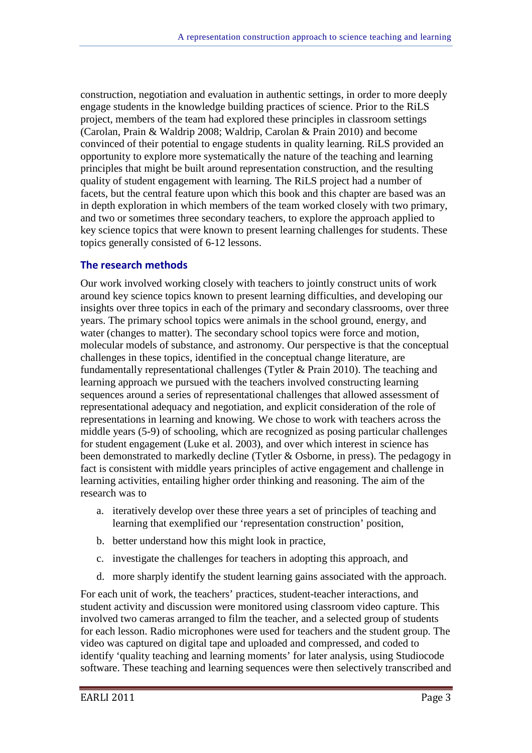construction, negotiation and evaluation in authentic settings, in order to more deeply engage students in the knowledge building practices of science. Prior to the RiLS project, members of the team had explored these principles in classroom settings (Carolan, Prain & Waldrip 2008; Waldrip, Carolan & Prain 2010) and become convinced of their potential to engage students in quality learning. RiLS provided an opportunity to explore more systematically the nature of the teaching and learning principles that might be built around representation construction, and the resulting quality of student engagement with learning. The RiLS project had a number of facets, but the central feature upon which this book and this chapter are based was an in depth exploration in which members of the team worked closely with two primary, and two or sometimes three secondary teachers, to explore the approach applied to key science topics that were known to present learning challenges for students. These topics generally consisted of 6-12 lessons.

## The research methods

Our work involved working closely with teachers to jointly construct units of work around key science topics known to present learning difficulties, and developing our insights over three topics in each of the primary and secondary classrooms, over three years. The primary school topics were animals in the school ground, energy, and water (changes to matter). The secondary school topics were force and motion, molecular models of substance, and astronomy. Our perspective is that the conceptual challenges in these topics, identified in the conceptual change literature, are fundamentally representational challenges (Tytler & Prain 2010). The teaching and learning approach we pursued with the teachers involved constructing learning sequences around a series of representational challenges that allowed assessment of representational adequacy and negotiation, and explicit consideration of the role of representations in learning and knowing. We chose to work with teachers across the middle years (5-9) of schooling, which are recognized as posing particular challenges for student engagement (Luke et al. 2003), and over which interest in science has been demonstrated to markedly decline (Tytler & Osborne, in press). The pedagogy in fact is consistent with middle years principles of active engagement and challenge in learning activities, entailing higher order thinking and reasoning. The aim of the research was to

a. iteratively develop over these three years a set of principles of teaching and learning that exemplified our 'representation construction' position,
b. better understand how this might look in practice,
c. investigate the challenges for teachers in adopting this approach, and
d. more sharply identify the student learning gains associated with the approach.

For each unit of work, the teachers' practices, student-teacher interactions, and student activity and discussion were monitored using classroom video capture. This involved two cameras arranged to film the teacher, and a selected group of students for each lesson. Radio microphones were used for teachers and the student group. The video was captured on digital tape and uploaded and compressed, and coded to identify 'quality teaching and learning moments' for later analysis, using Studiocode software. These teaching and learning sequences were then selectively transcribed and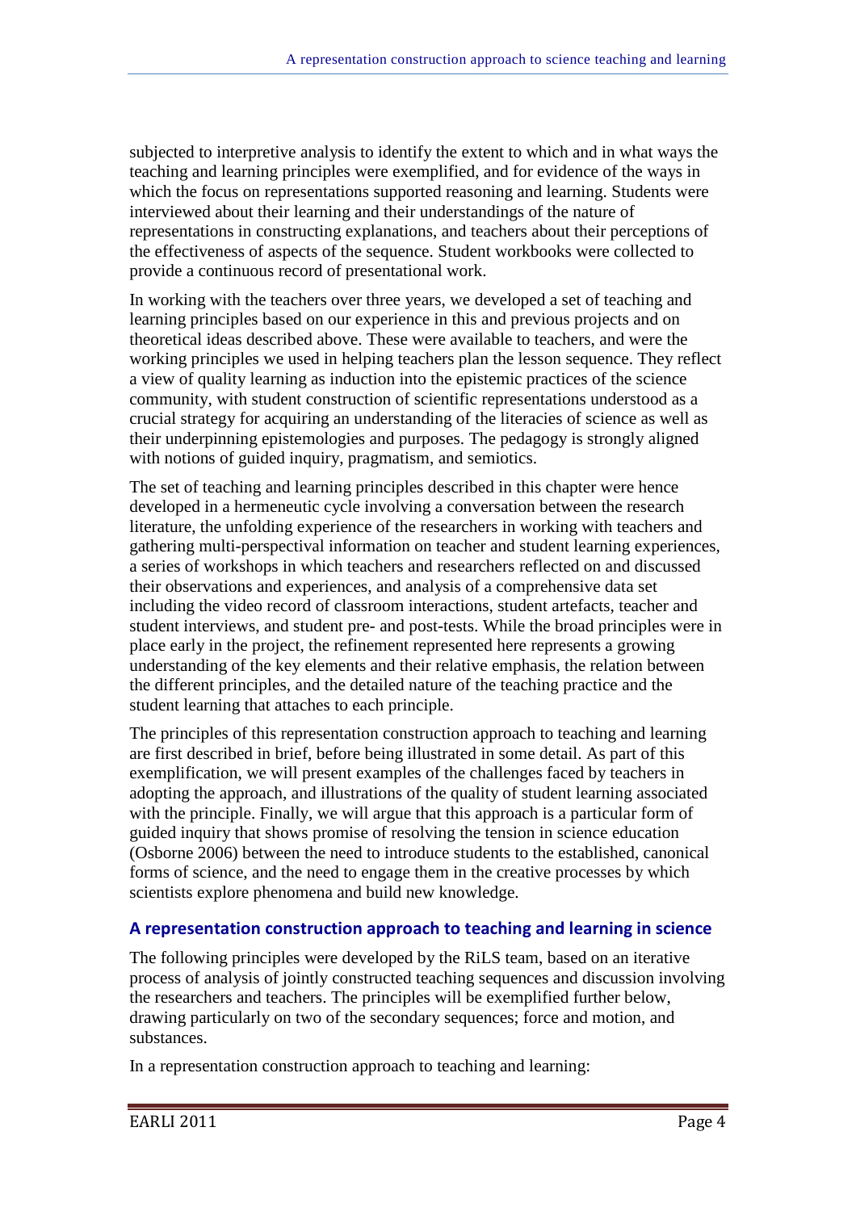subjected to interpretive analysis to identify the extent to which and in what ways the teaching and learning principles were exemplified, and for evidence of the ways in which the focus on representations supported reasoning and learning. Students were interviewed about their learning and their understandings of the nature of representations in constructing explanations, and teachers about their perceptions of the effectiveness of aspects of the sequence. Student workbooks were collected to provide a continuous record of presentational work.

In working with the teachers over three years, we developed a set of teaching and learning principles based on our experience in this and previous projects and on theoretical ideas described above. These were available to teachers, and were the working principles we used in helping teachers plan the lesson sequence. They reflect a view of quality learning as induction into the epistemic practices of the science community, with student construction of scientific representations understood as a crucial strategy for acquiring an understanding of the literacies of science as well as their underpinning epistemologies and purposes. The pedagogy is strongly aligned with notions of guided inquiry, pragmatism, and semiotics.

The set of teaching and learning principles described in this chapter were hence developed in a hermeneutic cycle involving a conversation between the research literature, the unfolding experience of the researchers in working with teachers and gathering multi-perspectival information on teacher and student learning experiences, a series of workshops in which teachers and researchers reflected on and discussed their observations and experiences, and analysis of a comprehensive data set including the video record of classroom interactions, student artefacts, teacher and student interviews, and student pre- and post-tests. While the broad principles were in place early in the project, the refinement represented here represents a growing understanding of the key elements and their relative emphasis, the relation between the different principles, and the detailed nature of the teaching practice and the student learning that attaches to each principle.

The principles of this representation construction approach to teaching and learning are first described in brief, before being illustrated in some detail. As part of this exemplification, we will present examples of the challenges faced by teachers in adopting the approach, and illustrations of the quality of student learning associated with the principle. Finally, we will argue that this approach is a particular form of guided inquiry that shows promise of resolving the tension in science education (Osborne 2006) between the need to introduce students to the established, canonical forms of science, and the need to engage them in the creative processes by which scientists explore phenomena and build new knowledge.

## A representation construction approach to teaching and learning in science

The following principles were developed by the RiLS team, based on an iterative process of analysis of jointly constructed teaching sequences and discussion involving the researchers and teachers. The principles will be exemplified further below, drawing particularly on two of the secondary sequences; force and motion, and substances.

In a representation construction approach to teaching and learning: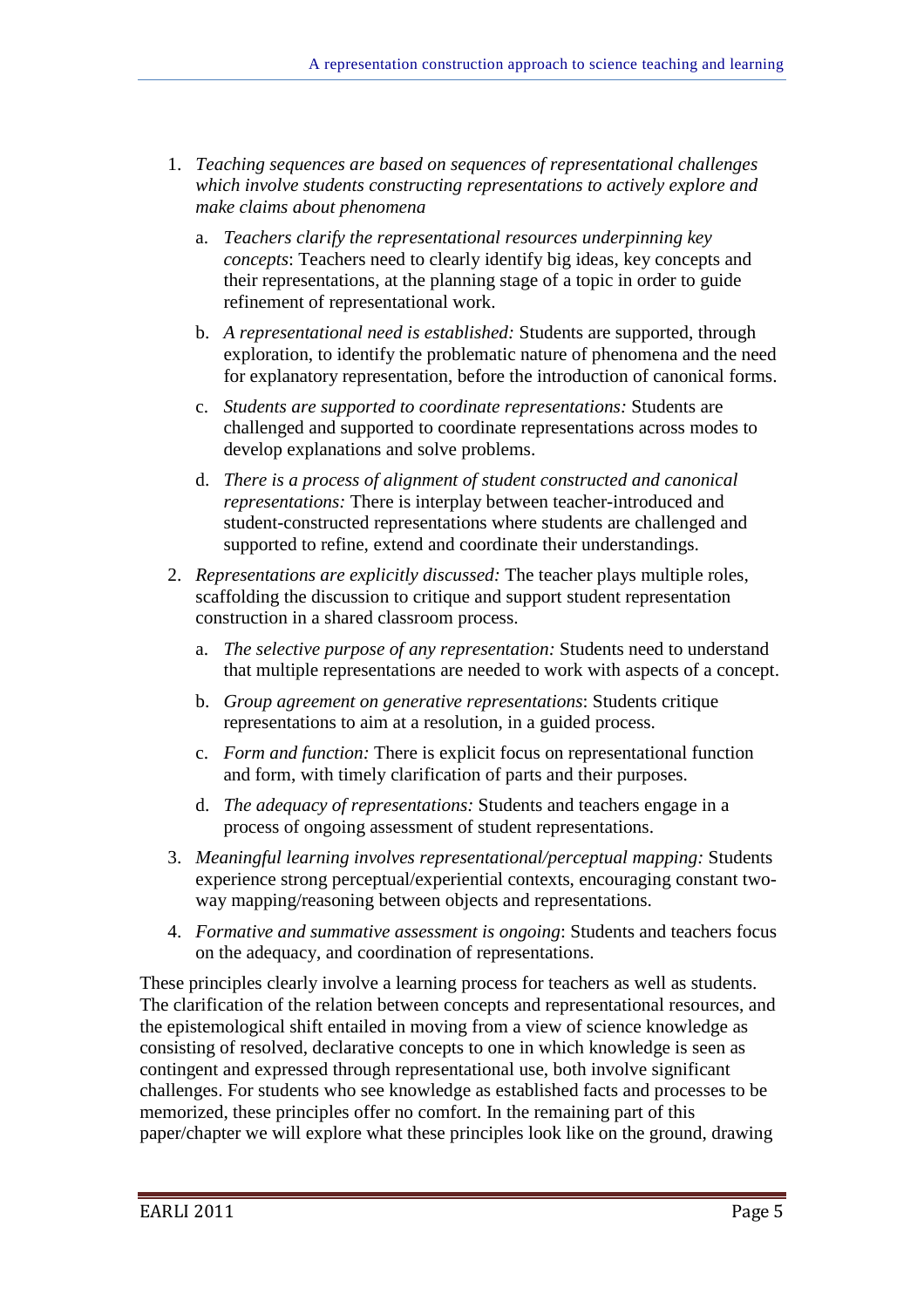1. *Teaching sequences are based on sequences of representational challenges which involve students constructing representations to actively explore and make claims about phenomena*
   a. *Teachers clarify the representational resources underpinning key concepts*: Teachers need to clearly identify big ideas, key concepts and their representations, at the planning stage of a topic in order to guide refinement of representational work.
   b. *A representational need is established:* Students are supported, through exploration, to identify the problematic nature of phenomena and the need for explanatory representation, before the introduction of canonical forms.
   c. *Students are supported to coordinate representations:* Students are challenged and supported to coordinate representations across modes to develop explanations and solve problems.
   d. *There is a process of alignment of student constructed and canonical representations:* There is interplay between teacher-introduced and student-constructed representations where students are challenged and supported to refine, extend and coordinate their understandings.
2. *Representations are explicitly discussed:* The teacher plays multiple roles, scaffolding the discussion to critique and support student representation construction in a shared classroom process.
   a. *The selective purpose of any representation:* Students need to understand that multiple representations are needed to work with aspects of a concept.
   b. *Group agreement on generative representations*: Students critique representations to aim at a resolution, in a guided process.
   c. *Form and function:* There is explicit focus on representational function and form, with timely clarification of parts and their purposes.
   d. *The adequacy of representations:* Students and teachers engage in a process of ongoing assessment of student representations.
3. *Meaningful learning involves representational/perceptual mapping:* Students experience strong perceptual/experiential contexts, encouraging constant two-way mapping/reasoning between objects and representations.
4. *Formative and summative assessment is ongoing*: Students and teachers focus on the adequacy, and coordination of representations.

These principles clearly involve a learning process for teachers as well as students. The clarification of the relation between concepts and representational resources, and the epistemological shift entailed in moving from a view of science knowledge as consisting of resolved, declarative concepts to one in which knowledge is seen as contingent and expressed through representational use, both involve significant challenges. For students who see knowledge as established facts and processes to be memorized, these principles offer no comfort. In the remaining part of this paper/chapter we will explore what these principles look like on the ground, drawing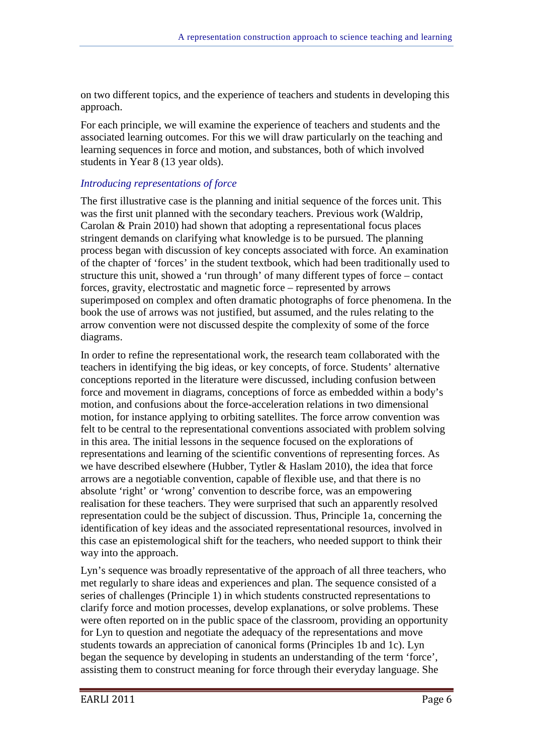on two different topics, and the experience of teachers and students in developing this approach.

For each principle, we will examine the experience of teachers and students and the associated learning outcomes. For this we will draw particularly on the teaching and learning sequences in force and motion, and substances, both of which involved students in Year 8 (13 year olds).

### *Introducing representations of force*

The first illustrative case is the planning and initial sequence of the forces unit. This was the first unit planned with the secondary teachers. Previous work (Waldrip, Carolan & Prain 2010) had shown that adopting a representational focus places stringent demands on clarifying what knowledge is to be pursued. The planning process began with discussion of key concepts associated with force. An examination of the chapter of 'forces' in the student textbook, which had been traditionally used to structure this unit, showed a 'run through' of many different types of force – contact forces, gravity, electrostatic and magnetic force – represented by arrows superimposed on complex and often dramatic photographs of force phenomena. In the book the use of arrows was not justified, but assumed, and the rules relating to the arrow convention were not discussed despite the complexity of some of the force diagrams.

In order to refine the representational work, the research team collaborated with the teachers in identifying the big ideas, or key concepts, of force. Students' alternative conceptions reported in the literature were discussed, including confusion between force and movement in diagrams, conceptions of force as embedded within a body's motion, and confusions about the force-acceleration relations in two dimensional motion, for instance applying to orbiting satellites. The force arrow convention was felt to be central to the representational conventions associated with problem solving in this area. The initial lessons in the sequence focused on the explorations of representations and learning of the scientific conventions of representing forces. As we have described elsewhere (Hubber, Tytler & Haslam 2010), the idea that force arrows are a negotiable convention, capable of flexible use, and that there is no absolute 'right' or 'wrong' convention to describe force, was an empowering realisation for these teachers. They were surprised that such an apparently resolved representation could be the subject of discussion. Thus, Principle 1a, concerning the identification of key ideas and the associated representational resources, involved in this case an epistemological shift for the teachers, who needed support to think their way into the approach.

Lyn's sequence was broadly representative of the approach of all three teachers, who met regularly to share ideas and experiences and plan. The sequence consisted of a series of challenges (Principle 1) in which students constructed representations to clarify force and motion processes, develop explanations, or solve problems. These were often reported on in the public space of the classroom, providing an opportunity for Lyn to question and negotiate the adequacy of the representations and move students towards an appreciation of canonical forms (Principles 1b and 1c). Lyn began the sequence by developing in students an understanding of the term 'force', assisting them to construct meaning for force through their everyday language. She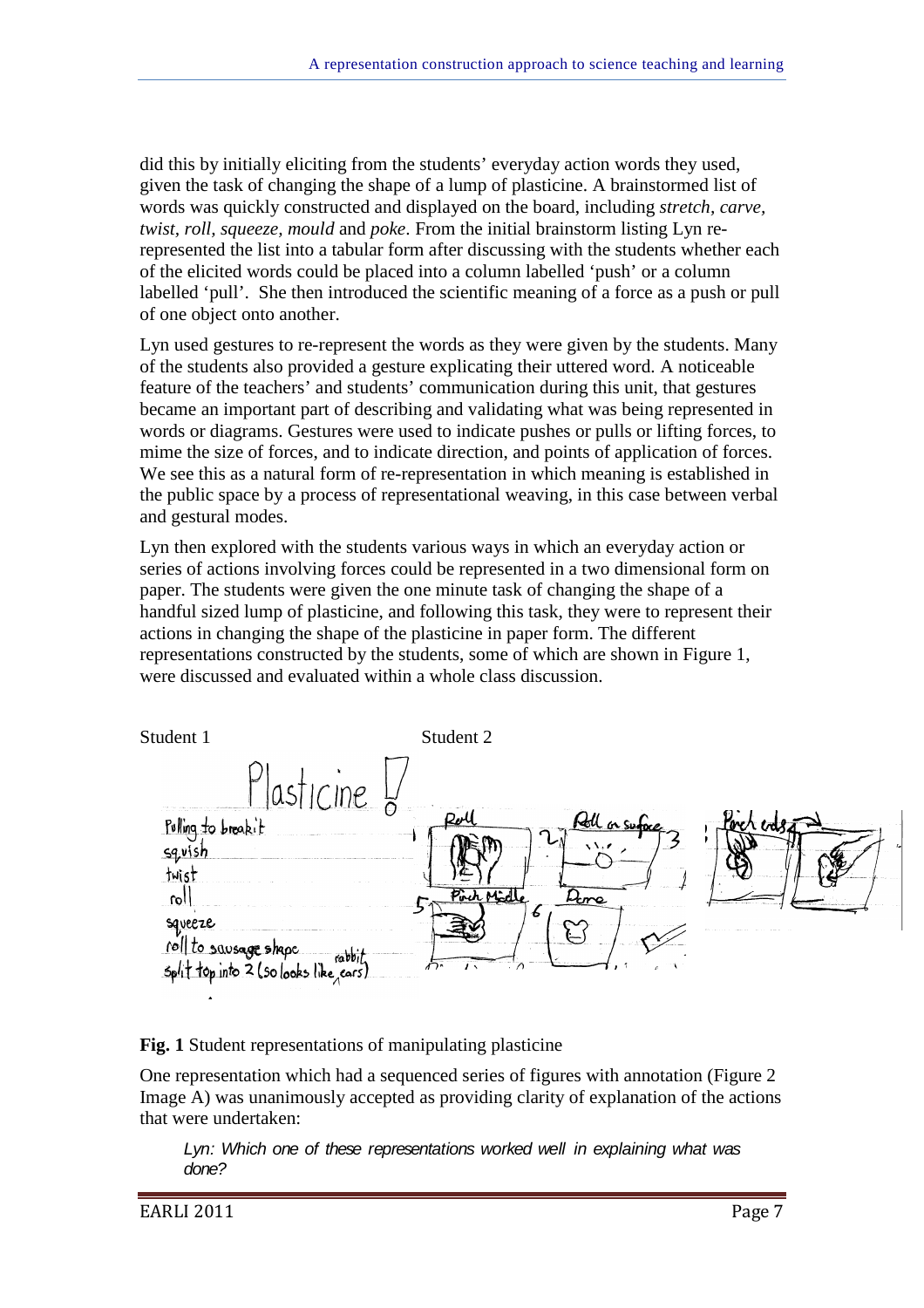did this by initially eliciting from the students' everyday action words they used, given the task of changing the shape of a lump of plasticine. A brainstormed list of words was quickly constructed and displayed on the board, including *stretch, carve, twist, roll, squeeze, mould* and *poke*. From the initial brainstorm listing Lyn re-represented the list into a tabular form after discussing with the students whether each of the elicited words could be placed into a column labelled 'push' or a column labelled 'pull'. She then introduced the scientific meaning of a force as a push or pull of one object onto another.

Lyn used gestures to re-represent the words as they were given by the students. Many of the students also provided a gesture explicating their uttered word. A noticeable feature of the teachers' and students' communication during this unit, that gestures became an important part of describing and validating what was being represented in words or diagrams. Gestures were used to indicate pushes or pulls or lifting forces, to mime the size of forces, and to indicate direction, and points of application of forces. We see this as a natural form of re-representation in which meaning is established in the public space by a process of representational weaving, in this case between verbal and gestural modes.

Lyn then explored with the students various ways in which an everyday action or series of actions involving forces could be represented in a two dimensional form on paper. The students were given the one minute task of changing the shape of a handful sized lump of plasticine, and following this task, they were to represent their actions in changing the shape of the plasticine in paper form. The different representations constructed by the students, some of which are shown in Figure 1, were discussed and evaluated within a whole class discussion.

Student 1

Student 2

**Fig. 1** Student representations of manipulating plasticine

One representation which had a sequenced series of figures with annotation (Figure 2 Image A) was unanimously accepted as providing clarity of explanation of the actions that were undertaken:

> *Lyn: Which one of these representations worked well in explaining what was done?*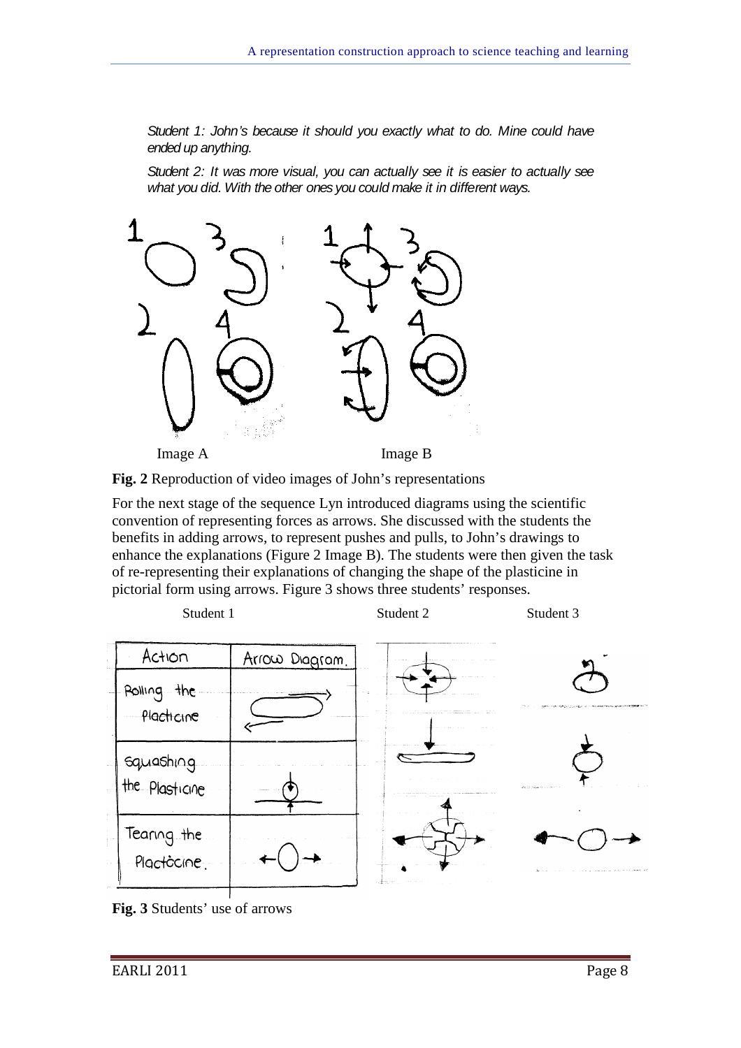*Student 1: John's because it should you exactly what to do. Mine could have ended up anything.*

*Student 2: It was more visual, you can actually see it is easier to actually see what you did. With the other ones you could make it in different ways.*

Image A Image B

**Fig. 2** Reproduction of video images of John's representations

For the next stage of the sequence Lyn introduced diagrams using the scientific convention of representing forces as arrows. She discussed with the students the benefits in adding arrows, to represent pushes and pulls, to John's drawings to enhance the explanations (Figure 2 Image B). The students were then given the task of re-representing their explanations of changing the shape of the plasticine in pictorial form using arrows. Figure 3 shows three students' responses.

Student 1 Student 2 Student 3

**Fig. 3** Students' use of arrows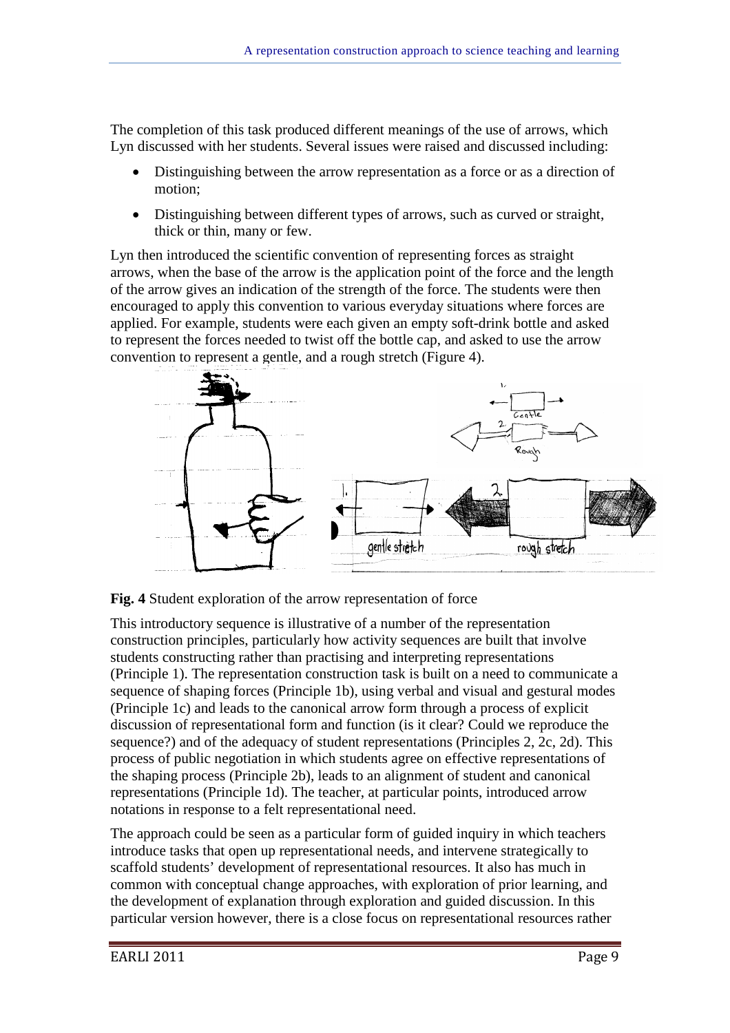The completion of this task produced different meanings of the use of arrows, which Lyn discussed with her students. Several issues were raised and discussed including:

- Distinguishing between the arrow representation as a force or as a direction of motion;
- Distinguishing between different types of arrows, such as curved or straight, thick or thin, many or few.

Lyn then introduced the scientific convention of representing forces as straight arrows, when the base of the arrow is the application point of the force and the length of the arrow gives an indication of the strength of the force. The students were then encouraged to apply this convention to various everyday situations where forces are applied. For example, students were each given an empty soft-drink bottle and asked to represent the forces needed to twist off the bottle cap, and asked to use the arrow convention to represent a gentle, and a rough stretch (Figure 4).

**Fig. 4** Student exploration of the arrow representation of force

This introductory sequence is illustrative of a number of the representation construction principles, particularly how activity sequences are built that involve students constructing rather than practising and interpreting representations (Principle 1). The representation construction task is built on a need to communicate a sequence of shaping forces (Principle 1b), using verbal and visual and gestural modes (Principle 1c) and leads to the canonical arrow form through a process of explicit discussion of representational form and function (is it clear? Could we reproduce the sequence?) and of the adequacy of student representations (Principles 2, 2c, 2d). This process of public negotiation in which students agree on effective representations of the shaping process (Principle 2b), leads to an alignment of student and canonical representations (Principle 1d). The teacher, at particular points, introduced arrow notations in response to a felt representational need.

The approach could be seen as a particular form of guided inquiry in which teachers introduce tasks that open up representational needs, and intervene strategically to scaffold students' development of representational resources. It also has much in common with conceptual change approaches, with exploration of prior learning, and the development of explanation through exploration and guided discussion. In this particular version however, there is a close focus on representational resources rather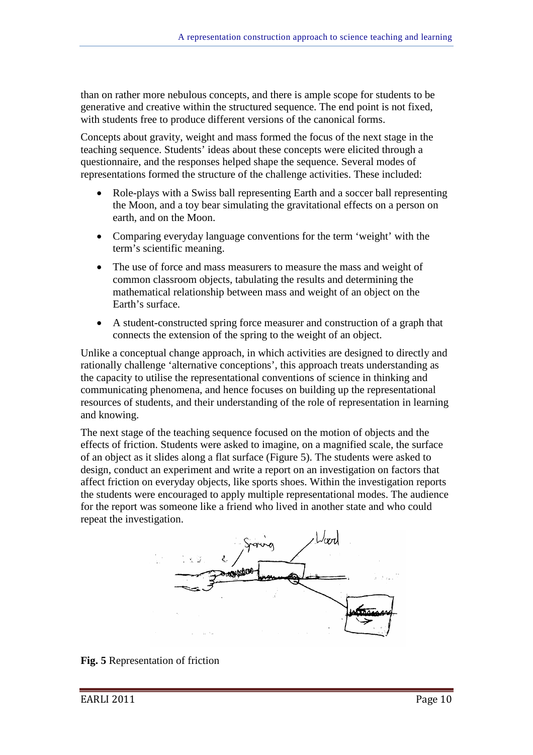than on rather more nebulous concepts, and there is ample scope for students to be generative and creative within the structured sequence. The end point is not fixed, with students free to produce different versions of the canonical forms.

Concepts about gravity, weight and mass formed the focus of the next stage in the teaching sequence. Students' ideas about these concepts were elicited through a questionnaire, and the responses helped shape the sequence. Several modes of representations formed the structure of the challenge activities. These included:

- Role-plays with a Swiss ball representing Earth and a soccer ball representing the Moon, and a toy bear simulating the gravitational effects on a person on earth, and on the Moon.
- Comparing everyday language conventions for the term 'weight' with the term's scientific meaning.
- The use of force and mass measurers to measure the mass and weight of common classroom objects, tabulating the results and determining the mathematical relationship between mass and weight of an object on the Earth's surface.
- A student-constructed spring force measurer and construction of a graph that connects the extension of the spring to the weight of an object.

Unlike a conceptual change approach, in which activities are designed to directly and rationally challenge 'alternative conceptions', this approach treats understanding as the capacity to utilise the representational conventions of science in thinking and communicating phenomena, and hence focuses on building up the representational resources of students, and their understanding of the role of representation in learning and knowing.

The next stage of the teaching sequence focused on the motion of objects and the effects of friction. Students were asked to imagine, on a magnified scale, the surface of an object as it slides along a flat surface (Figure 5). The students were asked to design, conduct an experiment and write a report on an investigation on factors that affect friction on everyday objects, like sports shoes. Within the investigation reports the students were encouraged to apply multiple representational modes. The audience for the report was someone like a friend who lived in another state and who could repeat the investigation.

Spring

Wood

**Fig. 5** Representation of friction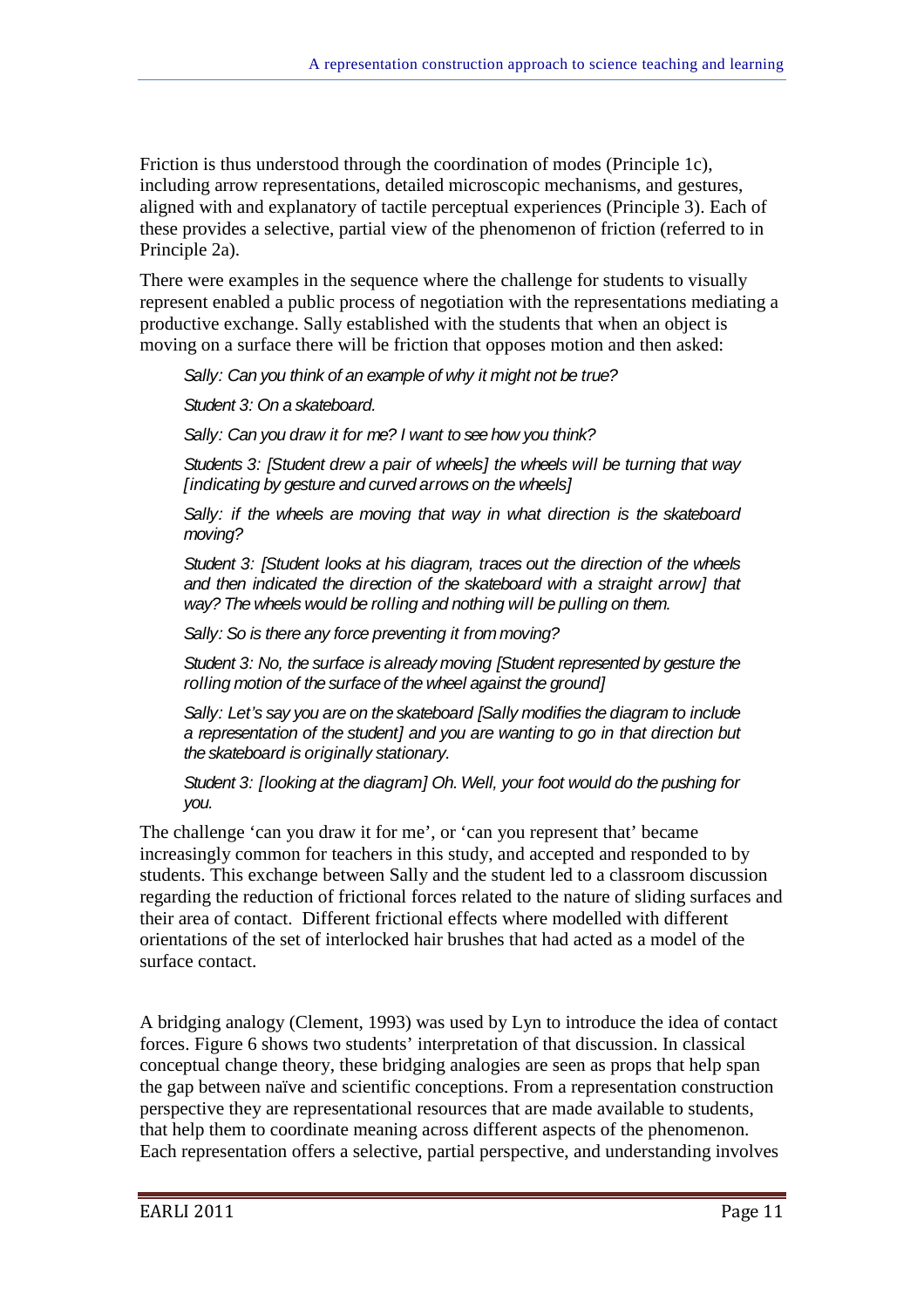Friction is thus understood through the coordination of modes (Principle 1c), including arrow representations, detailed microscopic mechanisms, and gestures, aligned with and explanatory of tactile perceptual experiences (Principle 3). Each of these provides a selective, partial view of the phenomenon of friction (referred to in Principle 2a).

There were examples in the sequence where the challenge for students to visually represent enabled a public process of negotiation with the representations mediating a productive exchange. Sally established with the students that when an object is moving on a surface there will be friction that opposes motion and then asked:

> *Sally: Can you think of an example of why it might not be true?*
>
> *Student 3: On a skateboard.*
>
> *Sally: Can you draw it for me? I want to see how you think?*
>
> *Students 3: [Student drew a pair of wheels] the wheels will be turning that way [indicating by gesture and curved arrows on the wheels]*
>
> *Sally: if the wheels are moving that way in what direction is the skateboard moving?*
>
> *Student 3: [Student looks at his diagram, traces out the direction of the wheels and then indicated the direction of the skateboard with a straight arrow] that way? The wheels would be rolling and nothing will be pulling on them.*
>
> *Sally: So is there any force preventing it from moving?*
>
> *Student 3: No, the surface is already moving [Student represented by gesture the rolling motion of the surface of the wheel against the ground]*
>
> *Sally: Let's say you are on the skateboard [Sally modifies the diagram to include a representation of the student] and you are wanting to go in that direction but the skateboard is originally stationary.*
>
> *Student 3: [looking at the diagram] Oh. Well, your foot would do the pushing for you.*

The challenge 'can you draw it for me', or 'can you represent that' became increasingly common for teachers in this study, and accepted and responded to by students. This exchange between Sally and the student led to a classroom discussion regarding the reduction of frictional forces related to the nature of sliding surfaces and their area of contact. Different frictional effects where modelled with different orientations of the set of interlocked hair brushes that had acted as a model of the surface contact.

A bridging analogy (Clement, 1993) was used by Lyn to introduce the idea of contact forces. Figure 6 shows two students' interpretation of that discussion. In classical conceptual change theory, these bridging analogies are seen as props that help span the gap between naïve and scientific conceptions. From a representation construction perspective they are representational resources that are made available to students, that help them to coordinate meaning across different aspects of the phenomenon. Each representation offers a selective, partial perspective, and understanding involves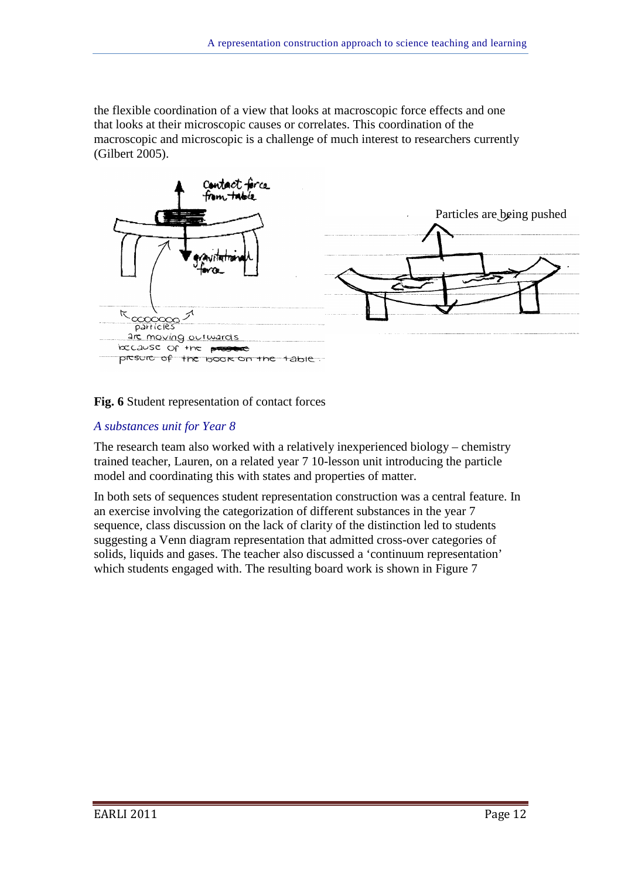the flexible coordination of a view that looks at macroscopic force effects and one that looks at their microscopic causes or correlates. This coordination of the macroscopic and microscopic is a challenge of much interest to researchers currently (Gilbert 2005).

**Fig. 6** Student representation of contact forces

### *A substances unit for Year 8*

The research team also worked with a relatively inexperienced biology – chemistry trained teacher, Lauren, on a related year 7 10-lesson unit introducing the particle model and coordinating this with states and properties of matter.

In both sets of sequences student representation construction was a central feature. In an exercise involving the categorization of different substances in the year 7 sequence, class discussion on the lack of clarity of the distinction led to students suggesting a Venn diagram representation that admitted cross-over categories of solids, liquids and gases. The teacher also discussed a 'continuum representation' which students engaged with. The resulting board work is shown in Figure 7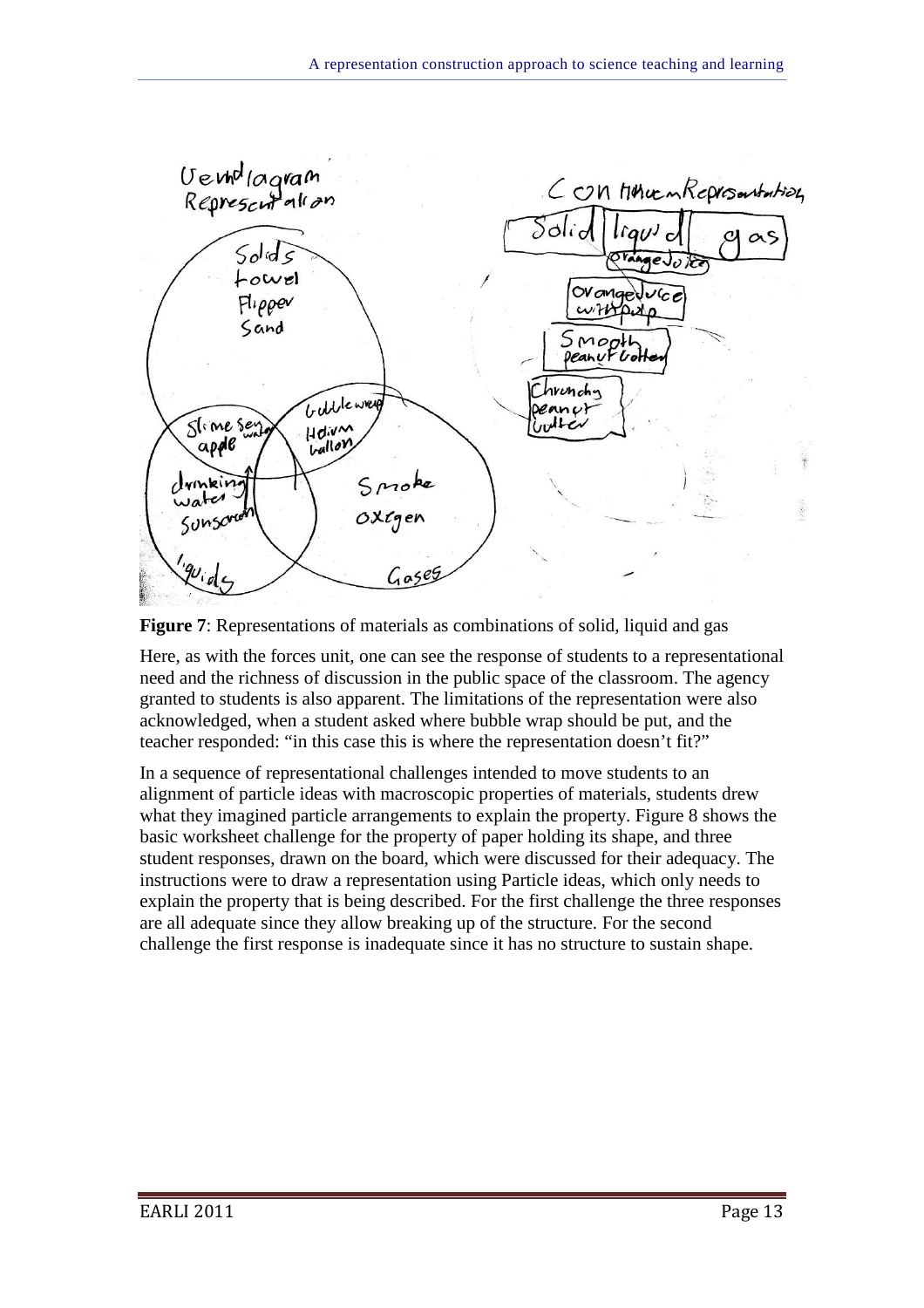**Figure 7**: Representations of materials as combinations of solid, liquid and gas

Here, as with the forces unit, one can see the response of students to a representational need and the richness of discussion in the public space of the classroom. The agency granted to students is also apparent. The limitations of the representation were also acknowledged, when a student asked where bubble wrap should be put, and the teacher responded: "in this case this is where the representation doesn't fit?"

In a sequence of representational challenges intended to move students to an alignment of particle ideas with macroscopic properties of materials, students drew what they imagined particle arrangements to explain the property. Figure 8 shows the basic worksheet challenge for the property of paper holding its shape, and three student responses, drawn on the board, which were discussed for their adequacy. The instructions were to draw a representation using Particle ideas, which only needs to explain the property that is being described. For the first challenge the three responses are all adequate since they allow breaking up of the structure. For the second challenge the first response is inadequate since it has no structure to sustain shape.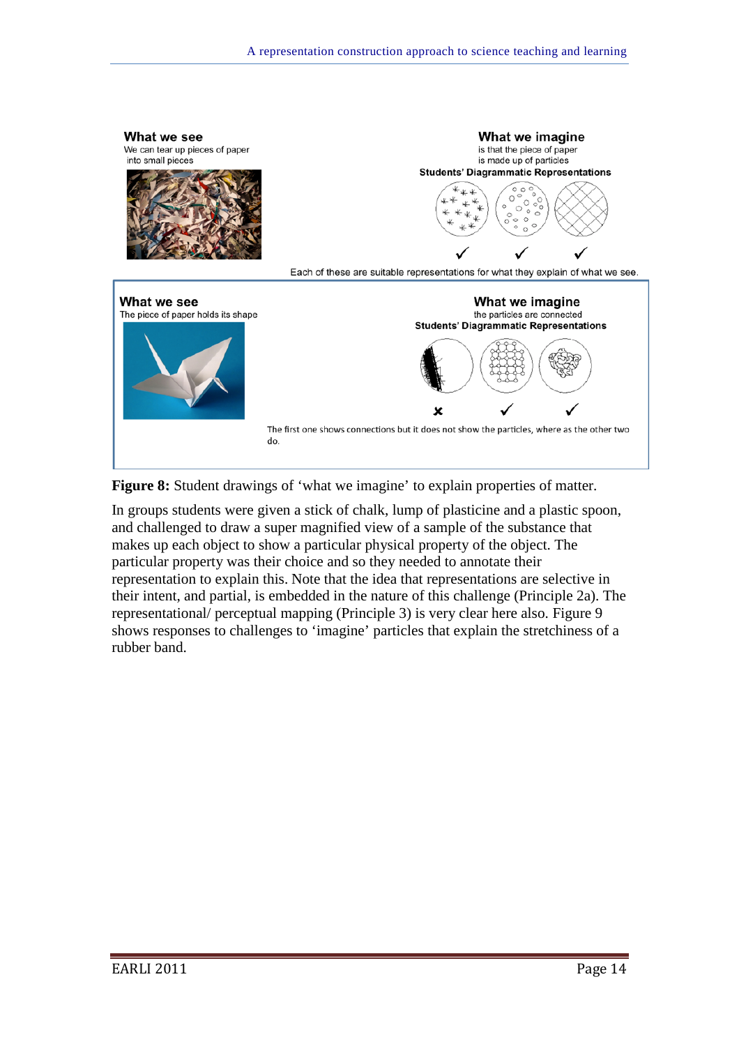What we see

We can tear up pieces of paper into small pieces

What we imagine

is that the piece of paper is made up of particles

Students' Diagrammatic Representations

✓ ✓ ✓

Each of these are suitable representations for what they explain of what we see.

What we see

The piece of paper holds its shape

What we imagine

the particles are connected

Students' Diagrammatic Representations

✗ ✓ ✓

The first one shows connections but it does not show the particles, where as the other two do.

**Figure 8:** Student drawings of 'what we imagine' to explain properties of matter.

In groups students were given a stick of chalk, lump of plasticine and a plastic spoon, and challenged to draw a super magnified view of a sample of the substance that makes up each object to show a particular physical property of the object. The particular property was their choice and so they needed to annotate their representation to explain this. Note that the idea that representations are selective in their intent, and partial, is embedded in the nature of this challenge (Principle 2a). The representational/ perceptual mapping (Principle 3) is very clear here also. Figure 9 shows responses to challenges to 'imagine' particles that explain the stretchiness of a rubber band.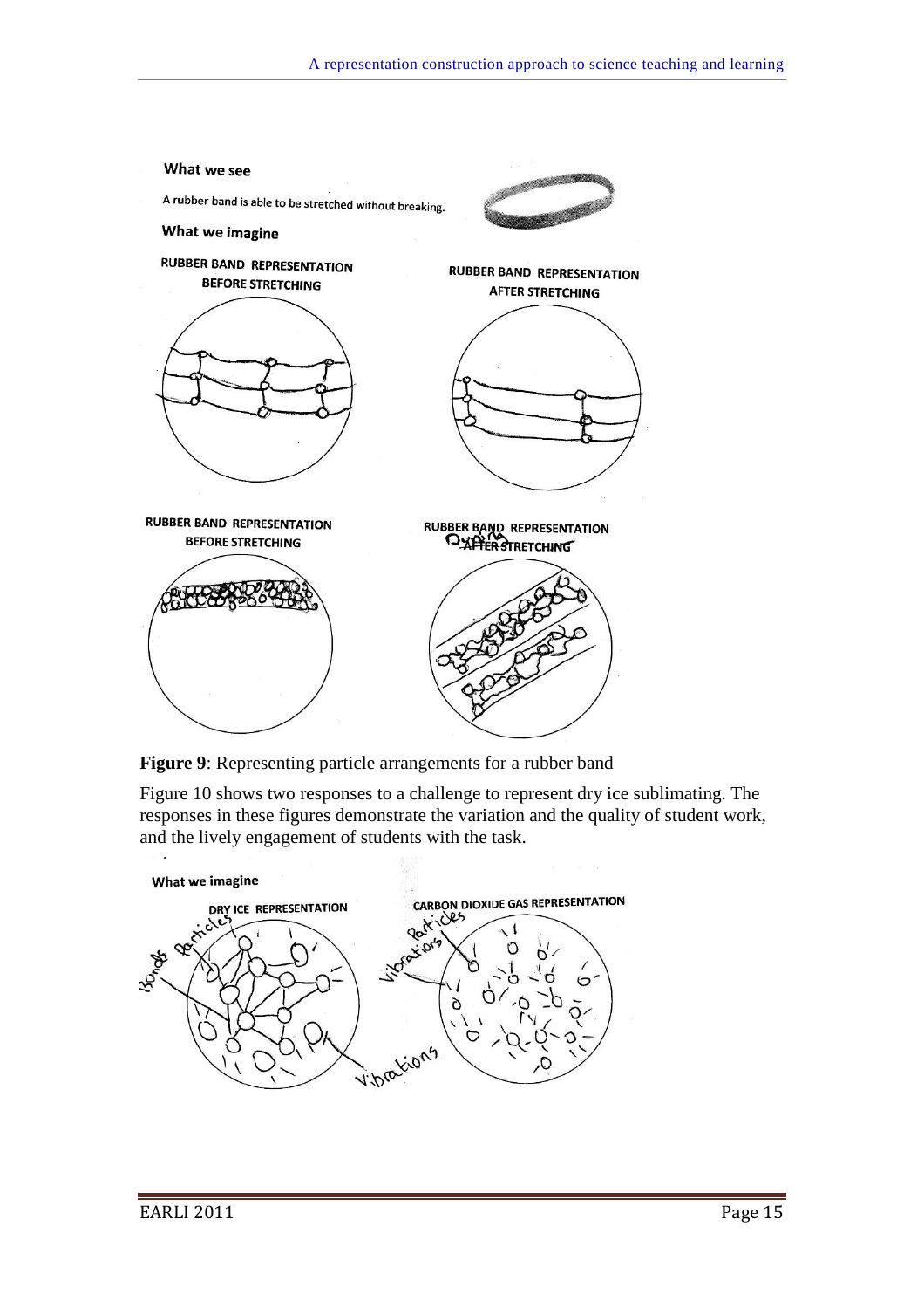What we see

A rubber band is able to be stretched without breaking.

What we imagine

RUBBER BAND REPRESENTATION BEFORE STRETCHING

RUBBER BAND REPRESENTATION AFTER STRETCHING

RUBBER BAND REPRESENTATION BEFORE STRETCHING

RUBBER BAND REPRESENTATION During AFTER STRETCHING

**Figure 9**: Representing particle arrangements for a rubber band

Figure 10 shows two responses to a challenge to represent dry ice sublimating. The responses in these figures demonstrate the variation and the quality of student work, and the lively engagement of students with the task.

What we imagine

DRY ICE REPRESENTATION

CARBON DIOXIDE GAS REPRESENTATION

Bonds Particles

Particles Vibrations

Vibrations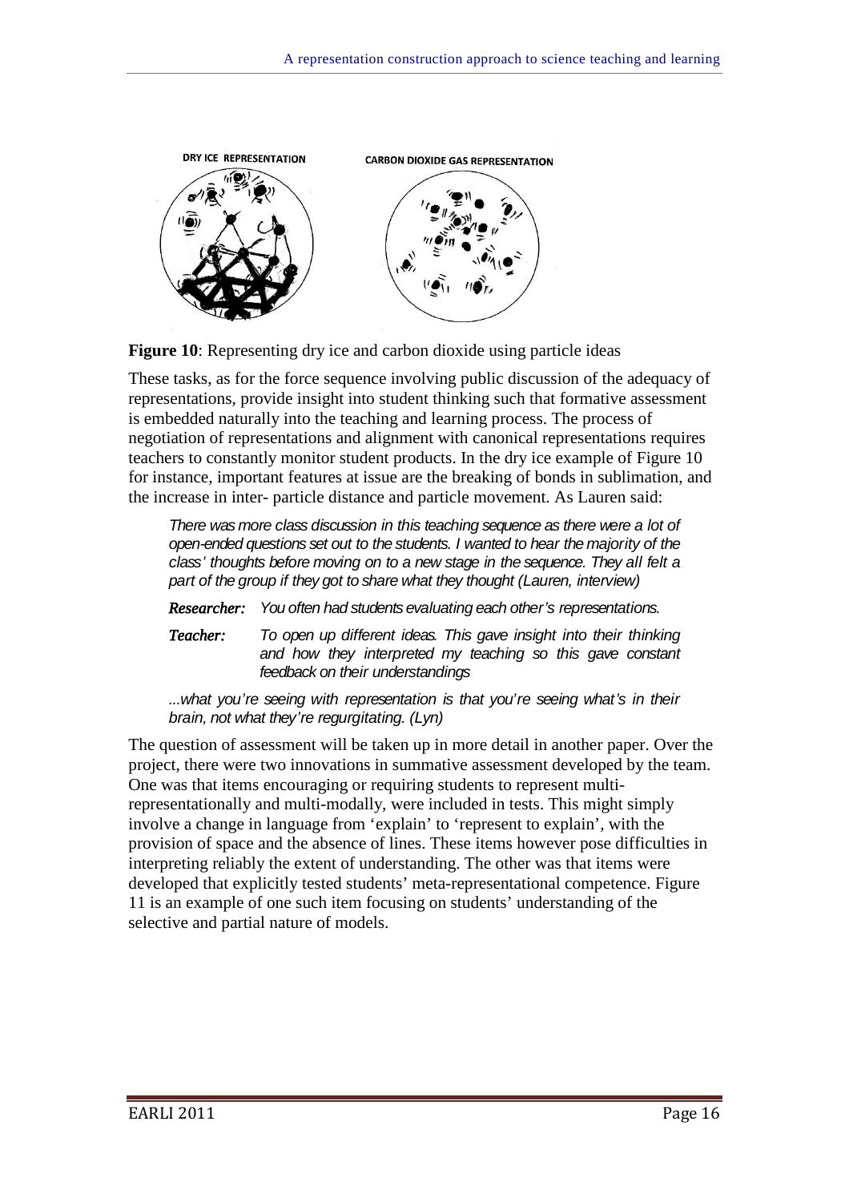**Figure 10**: Representing dry ice and carbon dioxide using particle ideas

These tasks, as for the force sequence involving public discussion of the adequacy of representations, provide insight into student thinking such that formative assessment is embedded naturally into the teaching and learning process. The process of negotiation of representations and alignment with canonical representations requires teachers to constantly monitor student products. In the dry ice example of Figure 10 for instance, important features at issue are the breaking of bonds in sublimation, and the increase in inter- particle distance and particle movement. As Lauren said:

> *There was more class discussion in this teaching sequence as there were a lot of open-ended questions set out to the students. I wanted to hear the majority of the class' thoughts before moving on to a new stage in the sequence. They all felt a part of the group if they got to share what they thought (Lauren, interview)*
>
> ***Researcher:*** *You often had students evaluating each other's representations.*
>
> ***Teacher:*** *To open up different ideas. This gave insight into their thinking and how they interpreted my teaching so this gave constant feedback on their understandings*
>
> *...what you're seeing with representation is that you're seeing what's in their brain, not what they're regurgitating. (Lyn)*

The question of assessment will be taken up in more detail in another paper. Over the project, there were two innovations in summative assessment developed by the team. One was that items encouraging or requiring students to represent multi-representationally and multi-modally, were included in tests. This might simply involve a change in language from 'explain' to 'represent to explain', with the provision of space and the absence of lines. These items however pose difficulties in interpreting reliably the extent of understanding. The other was that items were developed that explicitly tested students' meta-representational competence. Figure 11 is an example of one such item focusing on students' understanding of the selective and partial nature of models.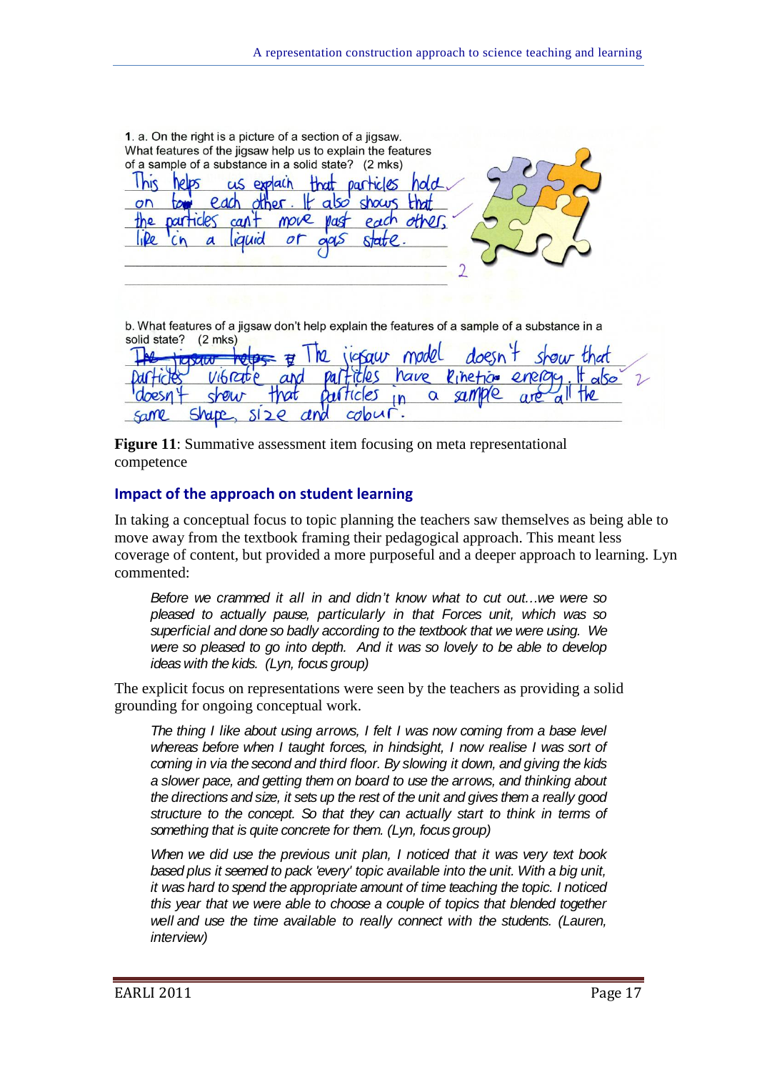1. a. On the right is a picture of a section of a jigsaw. What features of the jigsaw help us to explain the features of a sample of a substance in a solid state? (2 mks)

This helps us explain that particles hold on to each other. It also shows that the particles can't move past each other, like in a liquid or gas state.

2

b. What features of a jigsaw don't help explain the features of a sample of a substance in a solid state? (2 mks)

The jigsaw model doesn't show that particles vibrate and particles have kinetic energy. It also doesn't show that particles in a sample are all the same shape, size and colour.

2

**Figure 11**: Summative assessment item focusing on meta representational competence

## Impact of the approach on student learning

In taking a conceptual focus to topic planning the teachers saw themselves as being able to move away from the textbook framing their pedagogical approach. This meant less coverage of content, but provided a more purposeful and a deeper approach to learning. Lyn commented:

> *Before we crammed it all in and didn't know what to cut out...we were so pleased to actually pause, particularly in that Forces unit, which was so superficial and done so badly according to the textbook that we were using. We were so pleased to go into depth. And it was so lovely to be able to develop ideas with the kids. (Lyn, focus group)*

The explicit focus on representations were seen by the teachers as providing a solid grounding for ongoing conceptual work.

> *The thing I like about using arrows, I felt I was now coming from a base level whereas before when I taught forces, in hindsight, I now realise I was sort of coming in via the second and third floor. By slowing it down, and giving the kids a slower pace, and getting them on board to use the arrows, and thinking about the directions and size, it sets up the rest of the unit and gives them a really good structure to the concept. So that they can actually start to think in terms of something that is quite concrete for them. (Lyn, focus group)*

> *When we did use the previous unit plan, I noticed that it was very text book based plus it seemed to pack 'every' topic available into the unit. With a big unit, it was hard to spend the appropriate amount of time teaching the topic. I noticed this year that we were able to choose a couple of topics that blended together well and use the time available to really connect with the students. (Lauren, interview)*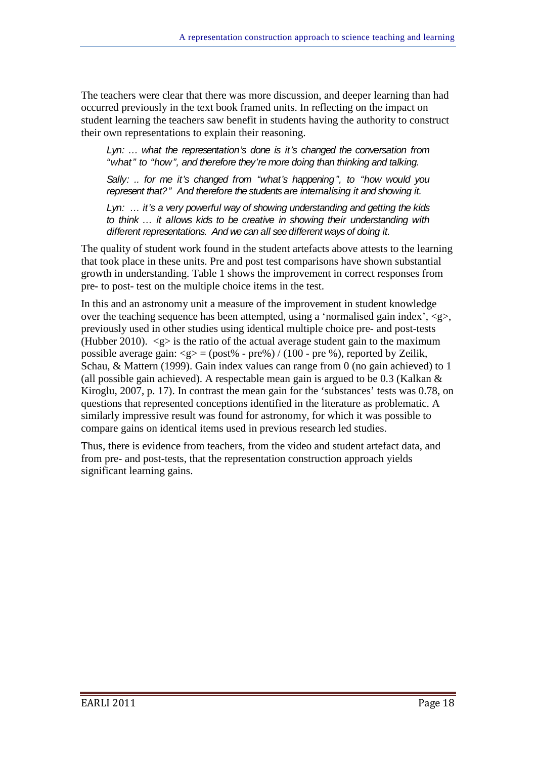The teachers were clear that there was more discussion, and deeper learning than had occurred previously in the text book framed units. In reflecting on the impact on student learning the teachers saw benefit in students having the authority to construct their own representations to explain their reasoning.

> *Lyn: … what the representation's done is it's changed the conversation from "what" to "how", and therefore they're more doing than thinking and talking.*
>
> *Sally: .. for me it's changed from "what's happening", to "how would you represent that?" And therefore the students are internalising it and showing it.*
>
> *Lyn: … it's a very powerful way of showing understanding and getting the kids to think … it allows kids to be creative in showing their understanding with different representations. And we can all see different ways of doing it.*

The quality of student work found in the student artefacts above attests to the learning that took place in these units. Pre and post test comparisons have shown substantial growth in understanding. Table 1 shows the improvement in correct responses from pre- to post- test on the multiple choice items in the test.

In this and an astronomy unit a measure of the improvement in student knowledge over the teaching sequence has been attempted, using a 'normalised gain index', $<g>$, previously used in other studies using identical multiple choice pre- and post-tests (Hubber 2010). $<g>$ is the ratio of the actual average student gain to the maximum possible average gain: $<g> = (post\% - pre\%) / (100 - pre\ \%)$, reported by Zeilik, Schau, & Mattern (1999). Gain index values can range from 0 (no gain achieved) to 1 (all possible gain achieved). A respectable mean gain is argued to be 0.3 (Kalkan & Kiroglu, 2007, p. 17). In contrast the mean gain for the 'substances' tests was 0.78, on questions that represented conceptions identified in the literature as problematic. A similarly impressive result was found for astronomy, for which it was possible to compare gains on identical items used in previous research led studies.

Thus, there is evidence from teachers, from the video and student artefact data, and from pre- and post-tests, that the representation construction approach yields significant learning gains.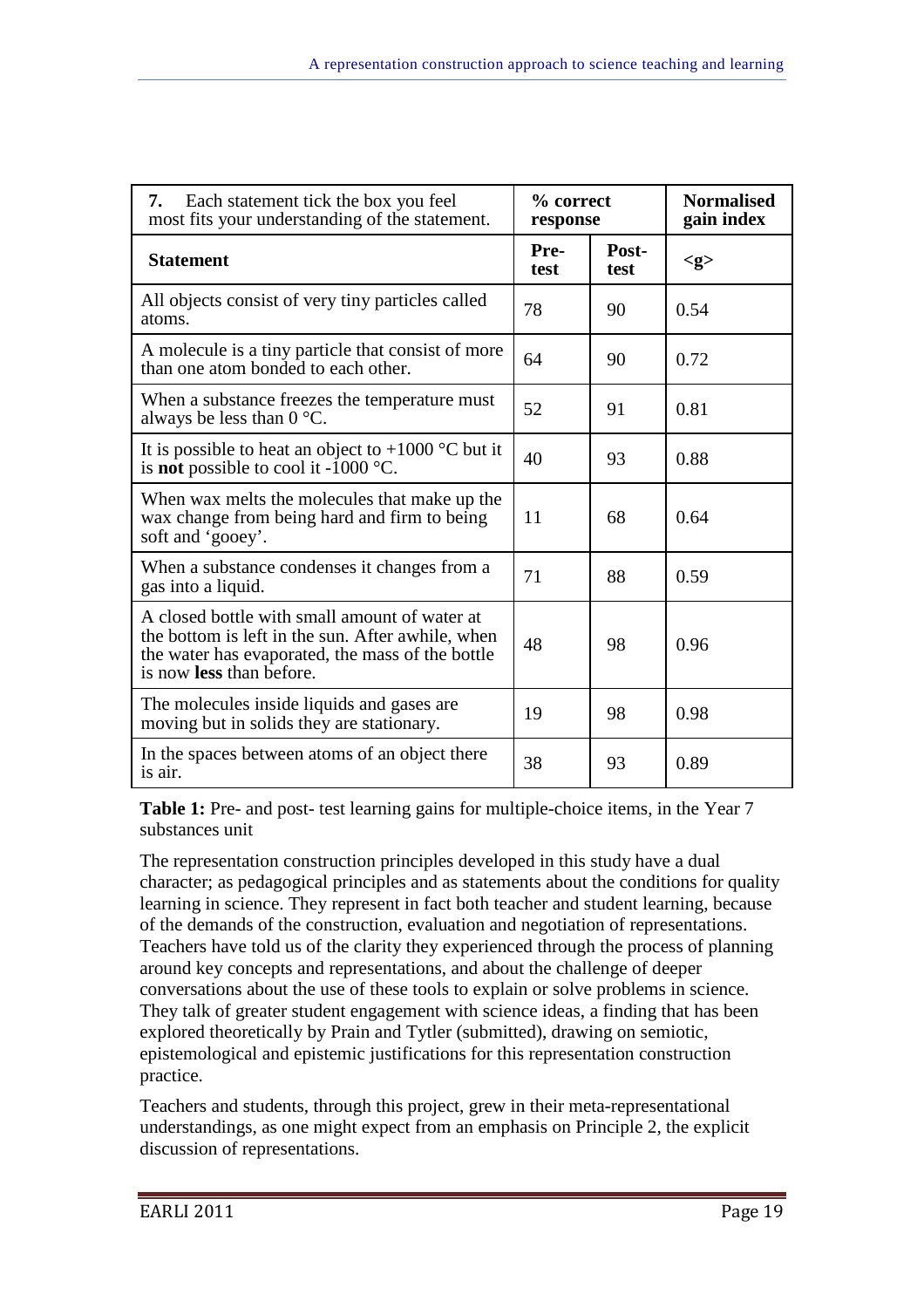| **7.** Each statement tick the box you feel most fits your understanding of the statement. | **% correct response** | | **Normalised gain index** |
|---|---|---|---|
| **Statement** | **Pre-test** | **Post-test** | **<g>** |
| All objects consist of very tiny particles called atoms. | 78 | 90 | 0.54 |
| A molecule is a tiny particle that consist of more than one atom bonded to each other. | 64 | 90 | 0.72 |
| When a substance freezes the temperature must always be less than 0 °C. | 52 | 91 | 0.81 |
| It is possible to heat an object to +1000 °C but it is **not** possible to cool it -1000 °C. | 40 | 93 | 0.88 |
| When wax melts the molecules that make up the wax change from being hard and firm to being soft and 'gooey'. | 11 | 68 | 0.64 |
| When a substance condenses it changes from a gas into a liquid. | 71 | 88 | 0.59 |
| A closed bottle with small amount of water at the bottom is left in the sun. After awhile, when the water has evaporated, the mass of the bottle is now **less** than before. | 48 | 98 | 0.96 |
| The molecules inside liquids and gases are moving but in solids they are stationary. | 19 | 98 | 0.98 |
| In the spaces between atoms of an object there is air. | 38 | 93 | 0.89 |

**Table 1:** Pre- and post- test learning gains for multiple-choice items, in the Year 7 substances unit

The representation construction principles developed in this study have a dual character; as pedagogical principles and as statements about the conditions for quality learning in science. They represent in fact both teacher and student learning, because of the demands of the construction, evaluation and negotiation of representations. Teachers have told us of the clarity they experienced through the process of planning around key concepts and representations, and about the challenge of deeper conversations about the use of these tools to explain or solve problems in science. They talk of greater student engagement with science ideas, a finding that has been explored theoretically by Prain and Tytler (submitted), drawing on semiotic, epistemological and epistemic justifications for this representation construction practice.

Teachers and students, through this project, grew in their meta-representational understandings, as one might expect from an emphasis on Principle 2, the explicit discussion of representations.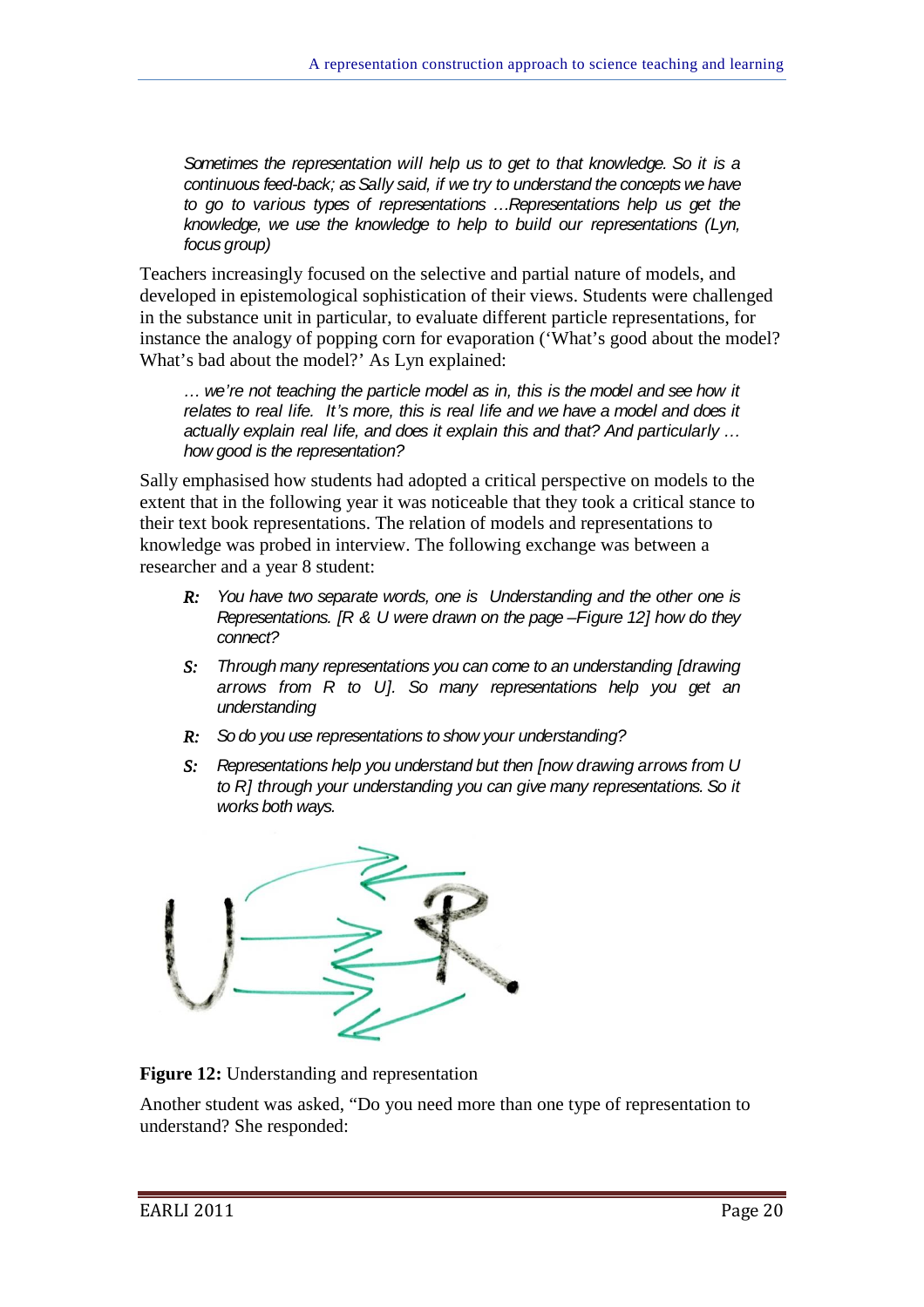*Sometimes the representation will help us to get to that knowledge. So it is a continuous feed-back; as Sally said, if we try to understand the concepts we have to go to various types of representations …Representations help us get the knowledge, we use the knowledge to help to build our representations (Lyn, focus group)*

Teachers increasingly focused on the selective and partial nature of models, and developed in epistemological sophistication of their views. Students were challenged in the substance unit in particular, to evaluate different particle representations, for instance the analogy of popping corn for evaporation ('What's good about the model? What's bad about the model?' As Lyn explained:

*… we're not teaching the particle model as in, this is the model and see how it relates to real life. It's more, this is real life and we have a model and does it actually explain real life, and does it explain this and that? And particularly … how good is the representation?*

Sally emphasised how students had adopted a critical perspective on models to the extent that in the following year it was noticeable that they took a critical stance to their text book representations. The relation of models and representations to knowledge was probed in interview. The following exchange was between a researcher and a year 8 student:

***R:*** *You have two separate words, one is Understanding and the other one is Representations. [R & U were drawn on the page –Figure 12] how do they connect?*

***S:*** *Through many representations you can come to an understanding [drawing arrows from R to U]. So many representations help you get an understanding*

***R:*** *So do you use representations to show your understanding?*

***S:*** *Representations help you understand but then [now drawing arrows from U to R] through your understanding you can give many representations. So it works both ways.*

**Figure 12:** Understanding and representation

Another student was asked, "Do you need more than one type of representation to understand? She responded: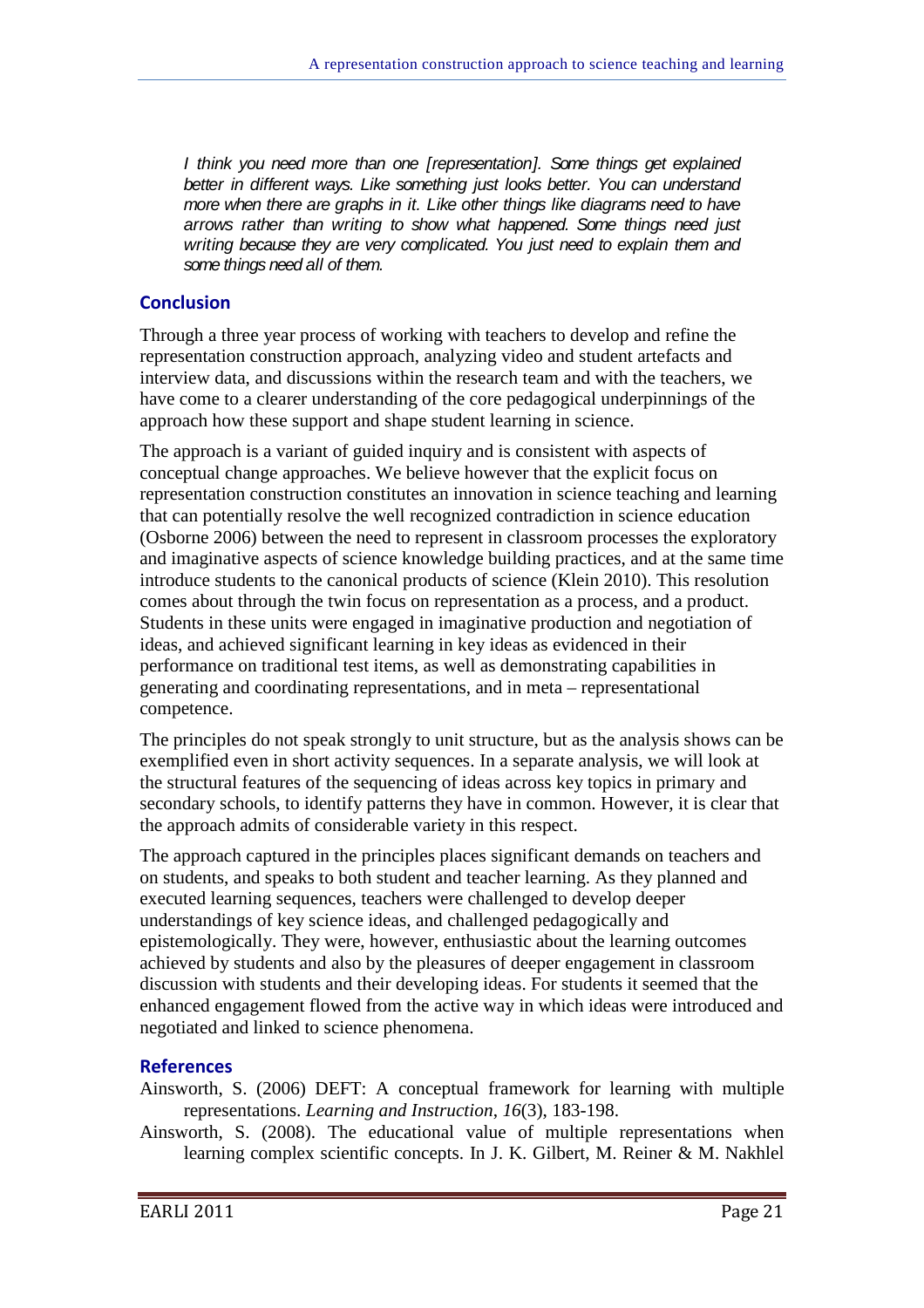*I think you need more than one [representation]. Some things get explained better in different ways. Like something just looks better. You can understand more when there are graphs in it. Like other things like diagrams need to have arrows rather than writing to show what happened. Some things need just writing because they are very complicated. You just need to explain them and some things need all of them.*

## Conclusion

Through a three year process of working with teachers to develop and refine the representation construction approach, analyzing video and student artefacts and interview data, and discussions within the research team and with the teachers, we have come to a clearer understanding of the core pedagogical underpinnings of the approach how these support and shape student learning in science.

The approach is a variant of guided inquiry and is consistent with aspects of conceptual change approaches. We believe however that the explicit focus on representation construction constitutes an innovation in science teaching and learning that can potentially resolve the well recognized contradiction in science education (Osborne 2006) between the need to represent in classroom processes the exploratory and imaginative aspects of science knowledge building practices, and at the same time introduce students to the canonical products of science (Klein 2010). This resolution comes about through the twin focus on representation as a process, and a product. Students in these units were engaged in imaginative production and negotiation of ideas, and achieved significant learning in key ideas as evidenced in their performance on traditional test items, as well as demonstrating capabilities in generating and coordinating representations, and in meta – representational competence.

The principles do not speak strongly to unit structure, but as the analysis shows can be exemplified even in short activity sequences. In a separate analysis, we will look at the structural features of the sequencing of ideas across key topics in primary and secondary schools, to identify patterns they have in common. However, it is clear that the approach admits of considerable variety in this respect.

The approach captured in the principles places significant demands on teachers and on students, and speaks to both student and teacher learning. As they planned and executed learning sequences, teachers were challenged to develop deeper understandings of key science ideas, and challenged pedagogically and epistemologically. They were, however, enthusiastic about the learning outcomes achieved by students and also by the pleasures of deeper engagement in classroom discussion with students and their developing ideas. For students it seemed that the enhanced engagement flowed from the active way in which ideas were introduced and negotiated and linked to science phenomena.

## References

Ainsworth, S. (2006) DEFT: A conceptual framework for learning with multiple representations. *Learning and Instruction*, *16*(3), 183-198.

Ainsworth, S. (2008). The educational value of multiple representations when learning complex scientific concepts. In J. K. Gilbert, M. Reiner & M. Nakhlel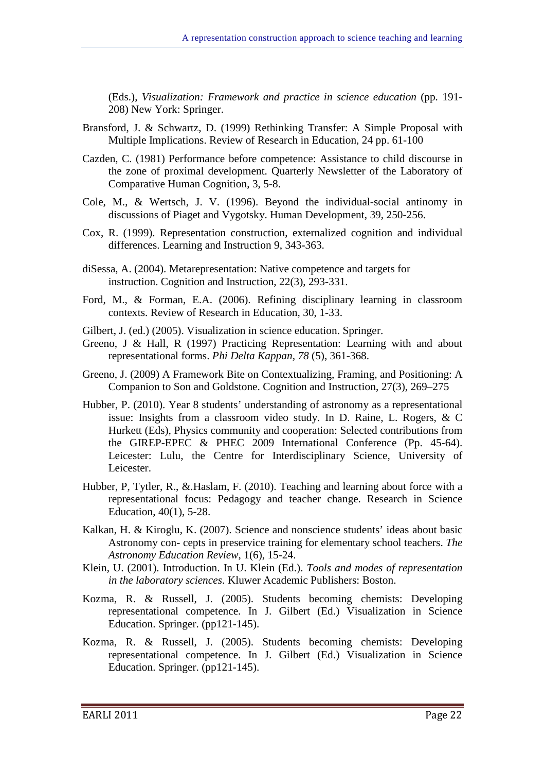(Eds.), *Visualization: Framework and practice in science education* (pp. 191-208) New York: Springer.

Bransford, J. & Schwartz, D. (1999) Rethinking Transfer: A Simple Proposal with Multiple Implications. Review of Research in Education, 24 pp. 61-100

Cazden, C. (1981) Performance before competence: Assistance to child discourse in the zone of proximal development. Quarterly Newsletter of the Laboratory of Comparative Human Cognition, 3, 5-8.

Cole, M., & Wertsch, J. V. (1996). Beyond the individual-social antinomy in discussions of Piaget and Vygotsky. Human Development, 39, 250-256.

Cox, R. (1999). Representation construction, externalized cognition and individual differences. Learning and Instruction 9, 343-363.

diSessa, A. (2004). Metarepresentation: Native competence and targets for instruction. Cognition and Instruction, 22(3), 293-331.

Ford, M., & Forman, E.A. (2006). Refining disciplinary learning in classroom contexts. Review of Research in Education, 30, 1-33.

Gilbert, J. (ed.) (2005). Visualization in science education. Springer.

Greeno, J & Hall, R (1997) Practicing Representation: Learning with and about representational forms. *Phi Delta Kappan, 78* (5), 361-368.

Greeno, J. (2009) A Framework Bite on Contextualizing, Framing, and Positioning: A Companion to Son and Goldstone. Cognition and Instruction, 27(3), 269–275

Hubber, P. (2010). Year 8 students' understanding of astronomy as a representational issue: Insights from a classroom video study. In D. Raine, L. Rogers, & C Hurkett (Eds), Physics community and cooperation: Selected contributions from the GIREP-EPEC & PHEC 2009 International Conference (Pp. 45-64). Leicester: Lulu, the Centre for Interdisciplinary Science, University of Leicester.

Hubber, P, Tytler, R., &.Haslam, F. (2010). Teaching and learning about force with a representational focus: Pedagogy and teacher change. Research in Science Education, 40(1), 5-28.

Kalkan, H. & Kiroglu, K. (2007). Science and nonscience students' ideas about basic Astronomy con- cepts in preservice training for elementary school teachers. *The Astronomy Education Review*, 1(6), 15-24.

Klein, U. (2001). Introduction. In U. Klein (Ed.). *Tools and modes of representation in the laboratory sciences*. Kluwer Academic Publishers: Boston.

Kozma, R. & Russell, J. (2005). Students becoming chemists: Developing representational competence. In J. Gilbert (Ed.) Visualization in Science Education. Springer. (pp121-145).

Kozma, R. & Russell, J. (2005). Students becoming chemists: Developing representational competence. In J. Gilbert (Ed.) Visualization in Science Education. Springer. (pp121-145).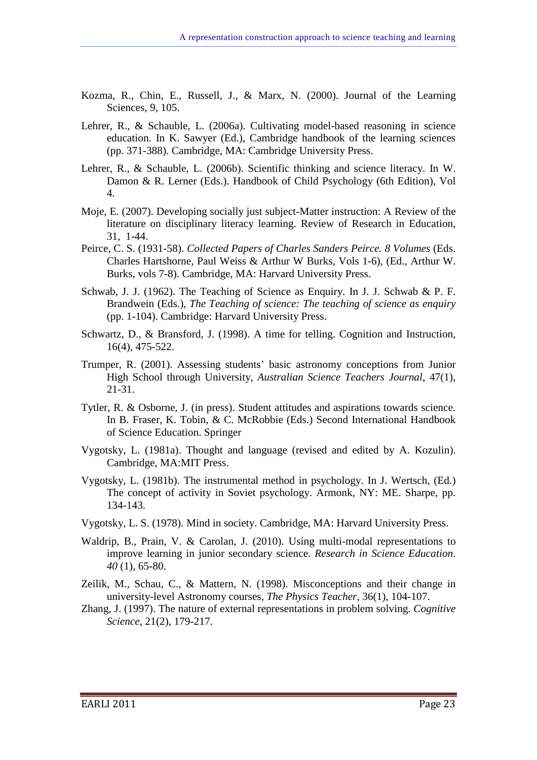Kozma, R., Chin, E., Russell, J., & Marx, N. (2000). Journal of the Learning Sciences, 9, 105.

Lehrer, R., & Schauble, L. (2006a). Cultivating model-based reasoning in science education. In K. Sawyer (Ed.), Cambridge handbook of the learning sciences (pp. 371-388). Cambridge, MA: Cambridge University Press.

Lehrer, R., & Schauble, L. (2006b). Scientific thinking and science literacy. In W. Damon & R. Lerner (Eds.). Handbook of Child Psychology (6th Edition), Vol 4.

Moje, E. (2007). Developing socially just subject-Matter instruction: A Review of the literature on disciplinary literacy learning. Review of Research in Education, 31, 1-44.

Peirce, C. S. (1931-58). *Collected Papers of Charles Sanders Peirce. 8 Volumes* (Eds. Charles Hartshorne, Paul Weiss & Arthur W Burks, Vols 1-6), (Ed., Arthur W. Burks, vols 7-8). Cambridge, MA: Harvard University Press.

Schwab, J. J. (1962). The Teaching of Science as Enquiry. In J. J. Schwab & P. F. Brandwein (Eds.), *The Teaching of science: The teaching of science as enquiry* (pp. 1-104). Cambridge: Harvard University Press.

Schwartz, D., & Bransford, J. (1998). A time for telling. Cognition and Instruction, 16(4), 475-522.

Trumper, R. (2001). Assessing students' basic astronomy conceptions from Junior High School through University, *Australian Science Teachers Journal*, 47(1), 21-31.

Tytler, R. & Osborne, J. (in press). Student attitudes and aspirations towards science. In B. Fraser, K. Tobin, & C. McRobbie (Eds.) Second International Handbook of Science Education. Springer

Vygotsky, L. (1981a). Thought and language (revised and edited by A. Kozulin). Cambridge, MA:MIT Press.

Vygotsky, L. (1981b). The instrumental method in psychology. In J. Wertsch, (Ed.) The concept of activity in Soviet psychology. Armonk, NY: ME. Sharpe, pp. 134-143.

Vygotsky, L. S. (1978). Mind in society. Cambridge, MA: Harvard University Press.

Waldrip, B., Prain, V. & Carolan, J. (2010). Using multi-modal representations to improve learning in junior secondary science. *Research in Science Education. 40* (1), 65-80.

Zeilik, M., Schau, C., & Mattern, N. (1998). Misconceptions and their change in university-level Astronomy courses, *The Physics Teacher*, 36(1), 104-107.

Zhang, J. (1997). The nature of external representations in problem solving. *Cognitive Science*, 21(2), 179-217.